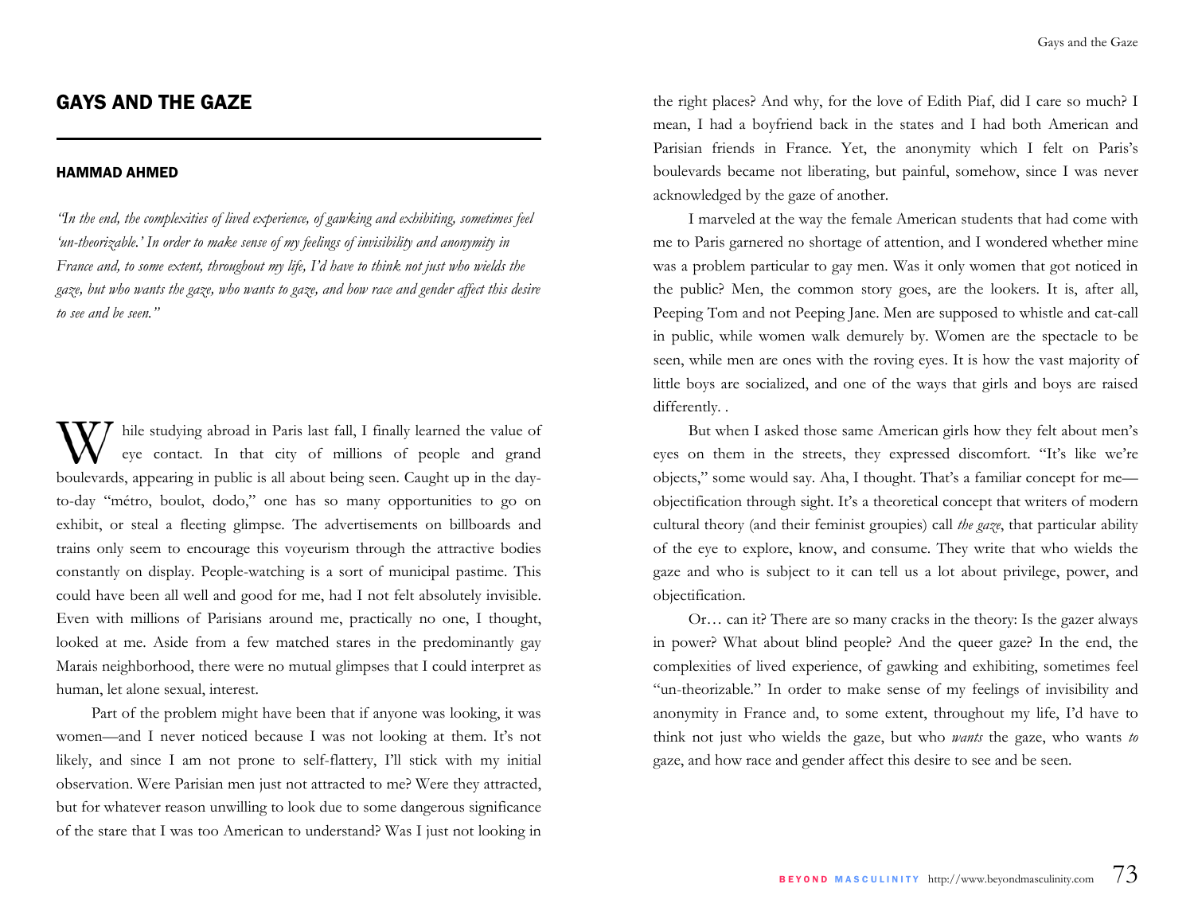# GAYS AND THE GAZE

## HAMMAD AHMED

*"In the end, the complexities of lived experience, of gawking and exhibiting, sometimes feel 'un-theorizable.' In order to make sense of my feelings of invisibility and anonymity in France and, to some extent, throughout my life, I'd have to think not just who wields the gaze, but who wants the gaze, who wants to gaze, and how race and gender affect this desire to see and be seen."*

While studying abroad in Paris last fall, I finally learned the value of eye contact. In that city of millions of people and grand boulevards, appearing in public is all about being seen. Caught up in the day-to-day "métro, boulot, dodo," one has so many opportunities to go on exhibit, or steal a fleeting glimpse. The advertisements on billboards and trains only seem to encourage this voyeurism through the attractive bodies constantly on display. People-watching is a sort of municipal pastime. This could have been all well and good for me, had I not felt absolutely invisible. Even with millions of Parisians around me, practically no one, I thought, looked at me. Aside from a few matched stares in the predominantly gay Marais neighborhood, there were no mutual glimpses that I could interpret as human, let alone sexual, interest.

Part of the problem might have been that if anyone was looking, it was women—and I never noticed because I was not looking at them. It's not likely, and since I am not prone to self-flattery, I'll stick with my initial observation. Were Parisian men just not attracted to me? Were they attracted, but for whatever reason unwilling to look due to some dangerous significance of the stare that I was too American to understand? Was I just not looking in the right places? And why, for the love of Edith Piaf, did I care so much? I mean, I had a boyfriend back in the states and I had both American and Parisian friends in France. Yet, the anonymity which I felt on Paris's boulevards became not liberating, but painful, somehow, since I was never acknowledged by the gaze of another.

I marveled at the way the female American students that had come with me to Paris garnered no shortage of attention, and I wondered whether mine was a problem particular to gay men. Was it only women that got noticed in the public? Men, the common story goes, are the lookers. It is, after all, Peeping Tom and not Peeping Jane. Men are supposed to whistle and cat-call in public, while women walk demurely by. Women are the spectacle to be seen, while men are ones with the roving eyes. It is how the vast majority of little boys are socialized, and one of the ways that girls and boys are raised differently. .

But when I asked those same American girls how they felt about men's eyes on them in the streets, they expressed discomfort. "It's like we're objects," some would say. Aha, I thought. That's a familiar concept for me—objectification through sight. It's a theoretical concept that writers of modern cultural theory (and their feminist groupies) call *the gaze*, that particular ability of the eye to explore, know, and consume. They write that who wields the gaze and who is subject to it can tell us a lot about privilege, power, and objectification.

Or… can it? There are so many cracks in the theory: Is the gazer always in power? What about blind people? And the queer gaze? In the end, the complexities of lived experience, of gawking and exhibiting, sometimes feel "un-theorizable." In order to make sense of my feelings of invisibility and anonymity in France and, to some extent, throughout my life, I'd have to think not just who wields the gaze, but who *wants* the gaze, who wants *to* gaze, and how race and gender affect this desire to see and be seen.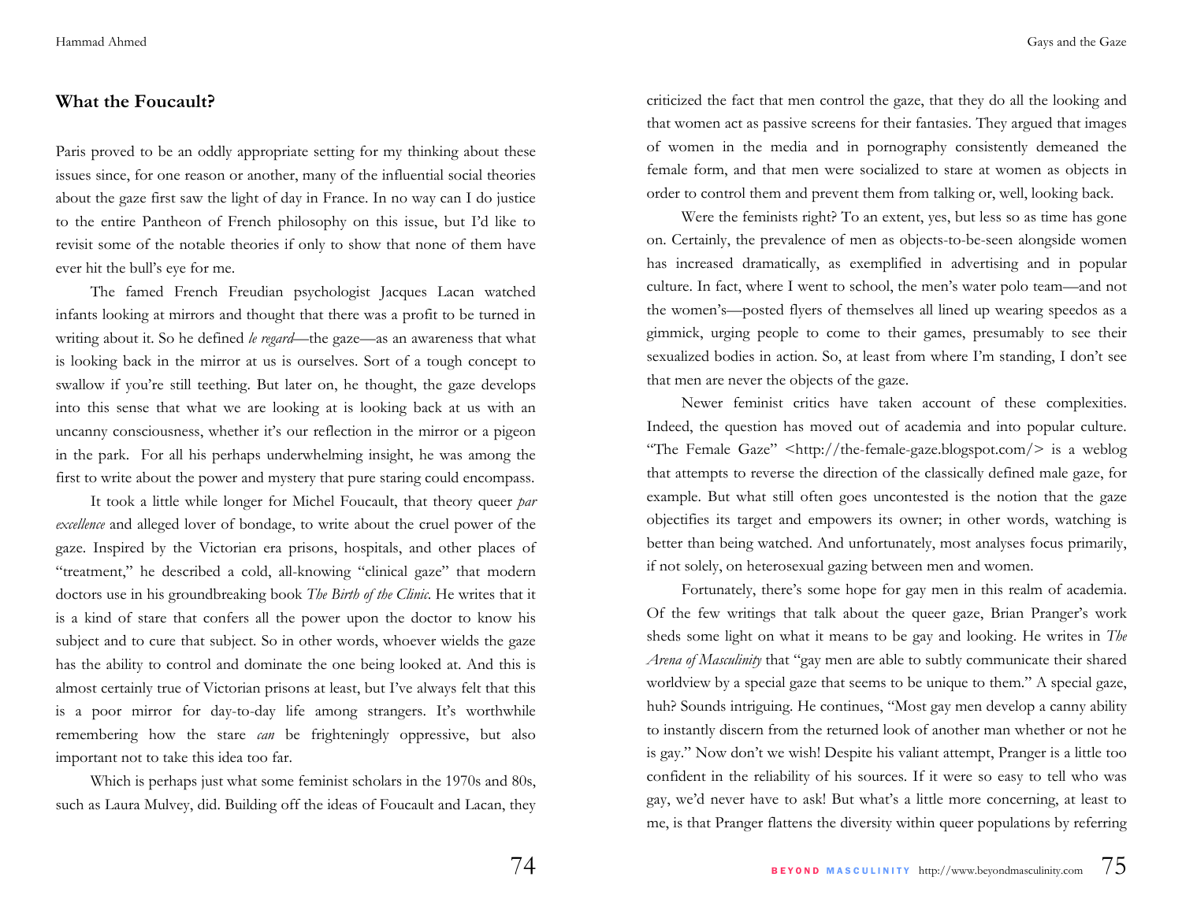## What the Foucault?

Paris proved to be an oddly appropriate setting for my thinking about these issues since, for one reason or another, many of the influential social theories about the gaze first saw the light of day in France. In no way can I do justice to the entire Pantheon of French philosophy on this issue, but I'd like to revisit some of the notable theories if only to show that none of them have ever hit the bull's eye for me.

The famed French Freudian psychologist Jacques Lacan watched infants looking at mirrors and thought that there was a profit to be turned in writing about it. So he defined *le regard*—the gaze—as an awareness that what is looking back in the mirror at us is ourselves. Sort of a tough concept to swallow if you're still teething. But later on, he thought, the gaze develops into this sense that what we are looking at is looking back at us with an uncanny consciousness, whether it's our reflection in the mirror or a pigeon in the park. For all his perhaps underwhelming insight, he was among the first to write about the power and mystery that pure staring could encompass.

It took a little while longer for Michel Foucault, that theory queer *par excellence* and alleged lover of bondage, to write about the cruel power of the gaze. Inspired by the Victorian era prisons, hospitals, and other places of "treatment," he described a cold, all-knowing "clinical gaze" that modern doctors use in his groundbreaking book *The Birth of the Clinic*. He writes that it is a kind of stare that confers all the power upon the doctor to know his subject and to cure that subject. So in other words, whoever wields the gaze has the ability to control and dominate the one being looked at. And this is almost certainly true of Victorian prisons at least, but I've always felt that this is a poor mirror for day-to-day life among strangers. It's worthwhile remembering how the stare *can* be frighteningly oppressive, but also important not to take this idea too far.

Which is perhaps just what some feminist scholars in the 1970s and 80s, such as Laura Mulvey, did. Building off the ideas of Foucault and Lacan, they criticized the fact that men control the gaze, that they do all the looking and that women act as passive screens for their fantasies. They argued that images of women in the media and in pornography consistently demeaned the female form, and that men were socialized to stare at women as objects in order to control them and prevent them from talking or, well, looking back.

Were the feminists right? To an extent, yes, but less so as time has gone on. Certainly, the prevalence of men as objects-to-be-seen alongside women has increased dramatically, as exemplified in advertising and in popular culture. In fact, where I went to school, the men's water polo team—and not the women's—posted flyers of themselves all lined up wearing speedos as a gimmick, urging people to come to their games, presumably to see their sexualized bodies in action. So, at least from where I'm standing, I don't see that men are never the objects of the gaze.

Newer feminist critics have taken account of these complexities. Indeed, the question has moved out of academia and into popular culture. "The Female Gaze" <http://the-female-gaze.blogspot.com/> is a weblog that attempts to reverse the direction of the classically defined male gaze, for example. But what still often goes uncontested is the notion that the gaze objectifies its target and empowers its owner; in other words, watching is better than being watched. And unfortunately, most analyses focus primarily, if not solely, on heterosexual gazing between men and women.

Fortunately, there's some hope for gay men in this realm of academia. Of the few writings that talk about the queer gaze, Brian Pranger's work sheds some light on what it means to be gay and looking. He writes in *The Arena of Masculinity* that "gay men are able to subtly communicate their shared worldview by a special gaze that seems to be unique to them." A special gaze, huh? Sounds intriguing. He continues, "Most gay men develop a canny ability to instantly discern from the returned look of another man whether or not he is gay." Now don't we wish! Despite his valiant attempt, Pranger is a little too confident in the reliability of his sources. If it were so easy to tell who was gay, we'd never have to ask! But what's a little more concerning, at least to me, is that Pranger flattens the diversity within queer populations by referring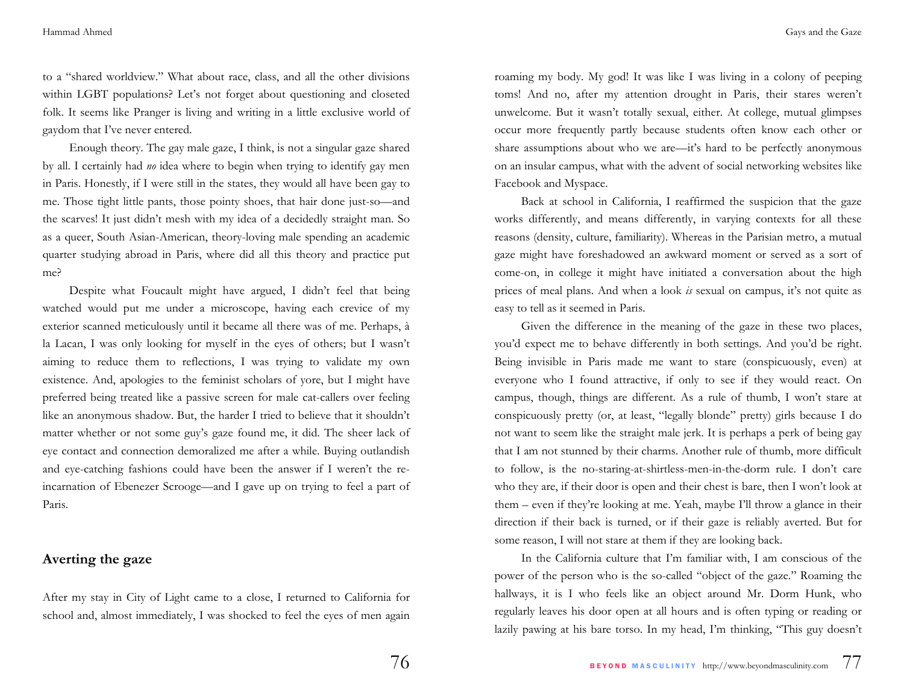to a "shared worldview." What about race, class, and all the other divisions within LGBT populations? Let's not forget about questioning and closeted folk. It seems like Pranger is living and writing in a little exclusive world of gaydom that I've never entered.

Enough theory. The gay male gaze, I think, is not a singular gaze shared by all. I certainly had *no* idea where to begin when trying to identify gay men in Paris. Honestly, if I were still in the states, they would all have been gay to me. Those tight little pants, those pointy shoes, that hair done just-so—and the scarves! It just didn't mesh with my idea of a decidedly straight man. So as a queer, South Asian-American, theory-loving male spending an academic quarter studying abroad in Paris, where did all this theory and practice put me?

Despite what Foucault might have argued, I didn't feel that being watched would put me under a microscope, having each crevice of my exterior scanned meticulously until it became all there was of me. Perhaps, à la Lacan, I was only looking for myself in the eyes of others; but I wasn't aiming to reduce them to reflections, I was trying to validate my own existence. And, apologies to the feminist scholars of yore, but I might have preferred being treated like a passive screen for male cat-callers over feeling like an anonymous shadow. But, the harder I tried to believe that it shouldn't matter whether or not some guy's gaze found me, it did. The sheer lack of eye contact and connection demoralized me after a while. Buying outlandish and eye-catching fashions could have been the answer if I weren't the re-incarnation of Ebenezer Scrooge—and I gave up on trying to feel a part of Paris.

## Averting the gaze

After my stay in City of Light came to a close, I returned to California for school and, almost immediately, I was shocked to feel the eyes of men again roaming my body. My god! It was like I was living in a colony of peeping toms! And no, after my attention drought in Paris, their stares weren't unwelcome. But it wasn't totally sexual, either. At college, mutual glimpses occur more frequently partly because students often know each other or share assumptions about who we are—it's hard to be perfectly anonymous on an insular campus, what with the advent of social networking websites like Facebook and Myspace.

Back at school in California, I reaffirmed the suspicion that the gaze works differently, and means differently, in varying contexts for all these reasons (density, culture, familiarity). Whereas in the Parisian metro, a mutual gaze might have foreshadowed an awkward moment or served as a sort of come-on, in college it might have initiated a conversation about the high prices of meal plans. And when a look *is* sexual on campus, it's not quite as easy to tell as it seemed in Paris.

Given the difference in the meaning of the gaze in these two places, you'd expect me to behave differently in both settings. And you'd be right. Being invisible in Paris made me want to stare (conspicuously, even) at everyone who I found attractive, if only to see if they would react. On campus, though, things are different. As a rule of thumb, I won't stare at conspicuously pretty (or, at least, "legally blonde" pretty) girls because I do not want to seem like the straight male jerk. It is perhaps a perk of being gay that I am not stunned by their charms. Another rule of thumb, more difficult to follow, is the no-staring-at-shirtless-men-in-the-dorm rule. I don't care who they are, if their door is open and their chest is bare, then I won't look at them – even if they're looking at me. Yeah, maybe I'll throw a glance in their direction if their back is turned, or if their gaze is reliably averted. But for some reason, I will not stare at them if they are looking back.

In the California culture that I'm familiar with, I am conscious of the power of the person who is the so-called "object of the gaze." Roaming the hallways, it is I who feels like an object around Mr. Dorm Hunk, who regularly leaves his door open at all hours and is often typing or reading or lazily pawing at his bare torso. In my head, I'm thinking, "This guy doesn't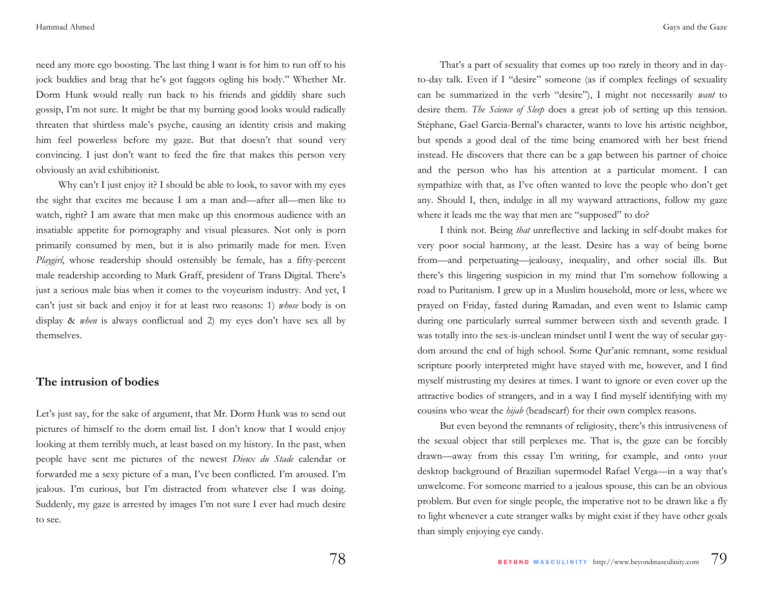need any more ego boosting. The last thing I want is for him to run off to his jock buddies and brag that he's got faggots ogling his body." Whether Mr. Dorm Hunk would really run back to his friends and giddily share such gossip, I'm not sure. It might be that my burning good looks would radically threaten that shirtless male's psyche, causing an identity crisis and making him feel powerless before my gaze. But that doesn't that sound very convincing. I just don't want to feed the fire that makes this person very obviously an avid exhibitionist.

Why can't I just enjoy it? I should be able to look, to savor with my eyes the sight that excites me because I am a man and—after all—men like to watch, right? I am aware that men make up this enormous audience with an insatiable appetite for pornography and visual pleasures. Not only is porn primarily consumed by men, but it is also primarily made for men. Even *Playgirl*, whose readership should ostensibly be female, has a fifty-percent male readership according to Mark Graff, president of Trans Digital. There's just a serious male bias when it comes to the voyeurism industry. And yet, I can't just sit back and enjoy it for at least two reasons: 1) *whose* body is on display & *when* is always conflictual and 2) my eyes don't have sex all by themselves.

## The intrusion of bodies

Let's just say, for the sake of argument, that Mr. Dorm Hunk was to send out pictures of himself to the dorm email list. I don't know that I would enjoy looking at them terribly much, at least based on my history. In the past, when people have sent me pictures of the newest *Dieux du Stade* calendar or forwarded me a sexy picture of a man, I've been conflicted. I'm aroused. I'm jealous. I'm curious, but I'm distracted from whatever else I was doing. Suddenly, my gaze is arrested by images I'm not sure I ever had much desire to see.

That's a part of sexuality that comes up too rarely in theory and in day-to-day talk. Even if I "desire" someone (as if complex feelings of sexuality can be summarized in the verb "desire"), I might not necessarily *want* to desire them. *The Science of Sleep* does a great job of setting up this tension. Stéphane, Gael Garcia-Bernal's character, wants to love his artistic neighbor, but spends a good deal of the time being enamored with her best friend instead. He discovers that there can be a gap between his partner of choice and the person who has his attention at a particular moment. I can sympathize with that, as I've often wanted to love the people who don't get any. Should I, then, indulge in all my wayward attractions, follow my gaze where it leads me the way that men are "supposed" to do?

I think not. Being *that* unreflective and lacking in self-doubt makes for very poor social harmony, at the least. Desire has a way of being borne from—and perpetuating—jealousy, inequality, and other social ills. But there's this lingering suspicion in my mind that I'm somehow following a road to Puritanism. I grew up in a Muslim household, more or less, where we prayed on Friday, fasted during Ramadan, and even went to Islamic camp during one particularly surreal summer between sixth and seventh grade. I was totally into the sex-is-unclean mindset until I went the way of secular gay-dom around the end of high school. Some Qur'anic remnant, some residual scripture poorly interpreted might have stayed with me, however, and I find myself mistrusting my desires at times. I want to ignore or even cover up the attractive bodies of strangers, and in a way I find myself identifying with my cousins who wear the *hijab* (headscarf) for their own complex reasons.

But even beyond the remnants of religiosity, there's this intrusiveness of the sexual object that still perplexes me. That is, the gaze can be forcibly drawn—away from this essay I'm writing, for example, and onto your desktop background of Brazilian supermodel Rafael Verga—in a way that's unwelcome. For someone married to a jealous spouse, this can be an obvious problem. But even for single people, the imperative not to be drawn like a fly to light whenever a cute stranger walks by might exist if they have other goals than simply enjoying eye candy.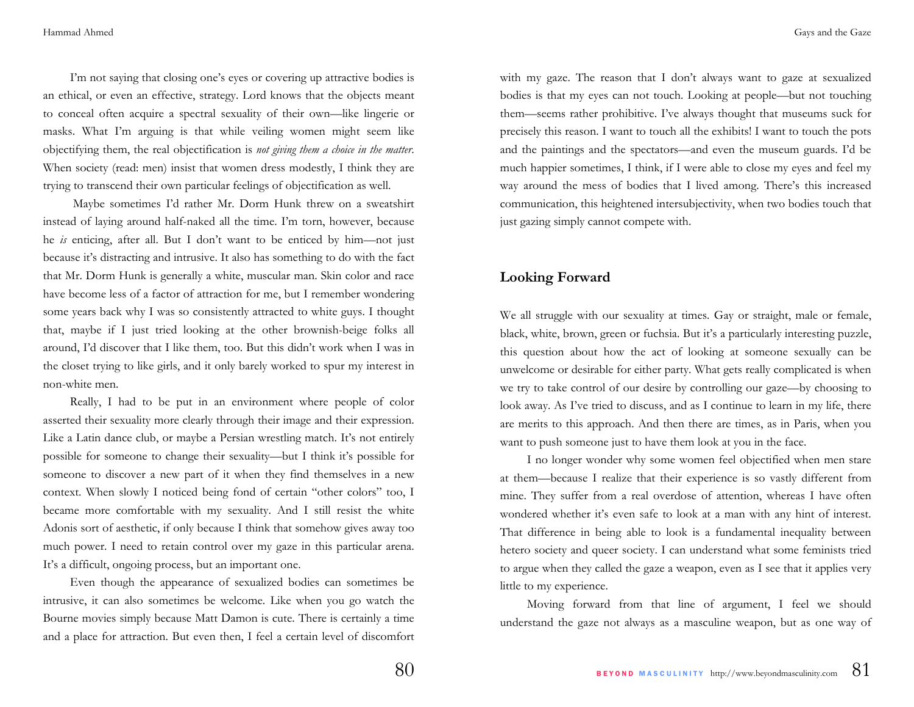I'm not saying that closing one's eyes or covering up attractive bodies is an ethical, or even an effective, strategy. Lord knows that the objects meant to conceal often acquire a spectral sexuality of their own—like lingerie or masks. What I'm arguing is that while veiling women might seem like objectifying them, the real objectification is *not giving them a choice in the matter*. When society (read: men) insist that women dress modestly, I think they are trying to transcend their own particular feelings of objectification as well.

Maybe sometimes I'd rather Mr. Dorm Hunk threw on a sweatshirt instead of laying around half-naked all the time. I'm torn, however, because he *is* enticing, after all. But I don't want to be enticed by him—not just because it's distracting and intrusive. It also has something to do with the fact that Mr. Dorm Hunk is generally a white, muscular man. Skin color and race have become less of a factor of attraction for me, but I remember wondering some years back why I was so consistently attracted to white guys. I thought that, maybe if I just tried looking at the other brownish-beige folks all around, I'd discover that I like them, too. But this didn't work when I was in the closet trying to like girls, and it only barely worked to spur my interest in non-white men.

Really, I had to be put in an environment where people of color asserted their sexuality more clearly through their image and their expression. Like a Latin dance club, or maybe a Persian wrestling match. It's not entirely possible for someone to change their sexuality—but I think it's possible for someone to discover a new part of it when they find themselves in a new context. When slowly I noticed being fond of certain "other colors" too, I became more comfortable with my sexuality. And I still resist the white Adonis sort of aesthetic, if only because I think that somehow gives away too much power. I need to retain control over my gaze in this particular arena. It's a difficult, ongoing process, but an important one.

Even though the appearance of sexualized bodies can sometimes be intrusive, it can also sometimes be welcome. Like when you go watch the Bourne movies simply because Matt Damon is cute. There is certainly a time and a place for attraction. But even then, I feel a certain level of discomfort with my gaze. The reason that I don't always want to gaze at sexualized bodies is that my eyes can not touch. Looking at people—but not touching them—seems rather prohibitive. I've always thought that museums suck for precisely this reason. I want to touch all the exhibits! I want to touch the pots and the paintings and the spectators—and even the museum guards. I'd be much happier sometimes, I think, if I were able to close my eyes and feel my way around the mess of bodies that I lived among. There's this increased communication, this heightened intersubjectivity, when two bodies touch that just gazing simply cannot compete with.

## Looking Forward

We all struggle with our sexuality at times. Gay or straight, male or female, black, white, brown, green or fuchsia. But it's a particularly interesting puzzle, this question about how the act of looking at someone sexually can be unwelcome or desirable for either party. What gets really complicated is when we try to take control of our desire by controlling our gaze—by choosing to look away. As I've tried to discuss, and as I continue to learn in my life, there are merits to this approach. And then there are times, as in Paris, when you want to push someone just to have them look at you in the face.

I no longer wonder why some women feel objectified when men stare at them—because I realize that their experience is so vastly different from mine. They suffer from a real overdose of attention, whereas I have often wondered whether it's even safe to look at a man with any hint of interest. That difference in being able to look is a fundamental inequality between hetero society and queer society. I can understand what some feminists tried to argue when they called the gaze a weapon, even as I see that it applies very little to my experience.

Moving forward from that line of argument, I feel we should understand the gaze not always as a masculine weapon, but as one way of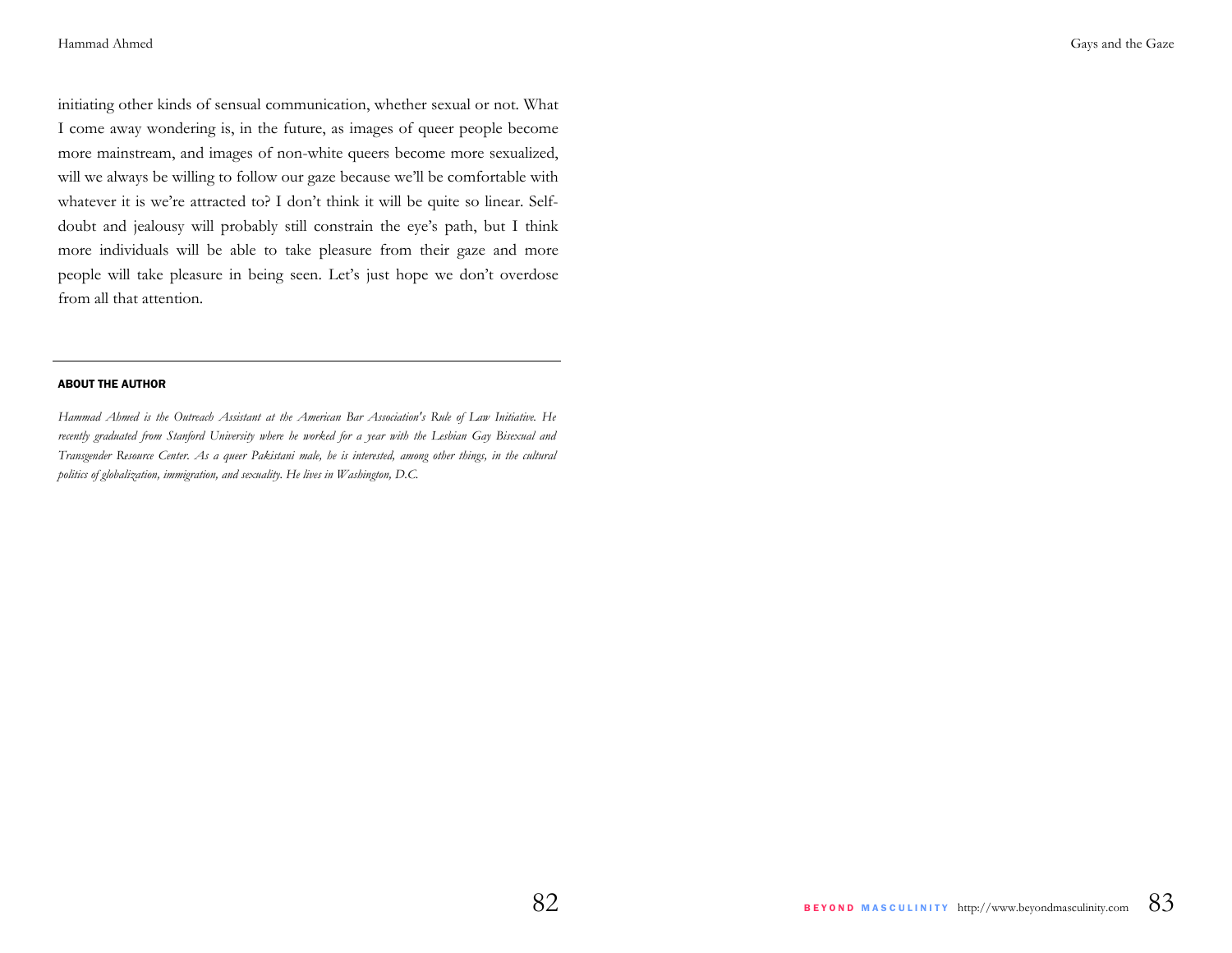initiating other kinds of sensual communication, whether sexual or not. What I come away wondering is, in the future, as images of queer people become more mainstream, and images of non-white queers become more sexualized, will we always be willing to follow our gaze because we'll be comfortable with whatever it is we're attracted to? I don't think it will be quite so linear. Self-doubt and jealousy will probably still constrain the eye's path, but I think more individuals will be able to take pleasure from their gaze and more people will take pleasure in being seen. Let's just hope we don't overdose from all that attention.

---

**ABOUT THE AUTHOR**

*Hammad Ahmed is the Outreach Assistant at the American Bar Association's Rule of Law Initiative. He recently graduated from Stanford University where he worked for a year with the Lesbian Gay Bisexual and Transgender Resource Center. As a queer Pakistani male, he is interested, among other things, in the cultural politics of globalization, immigration, and sexuality. He lives in Washington, D.C.*